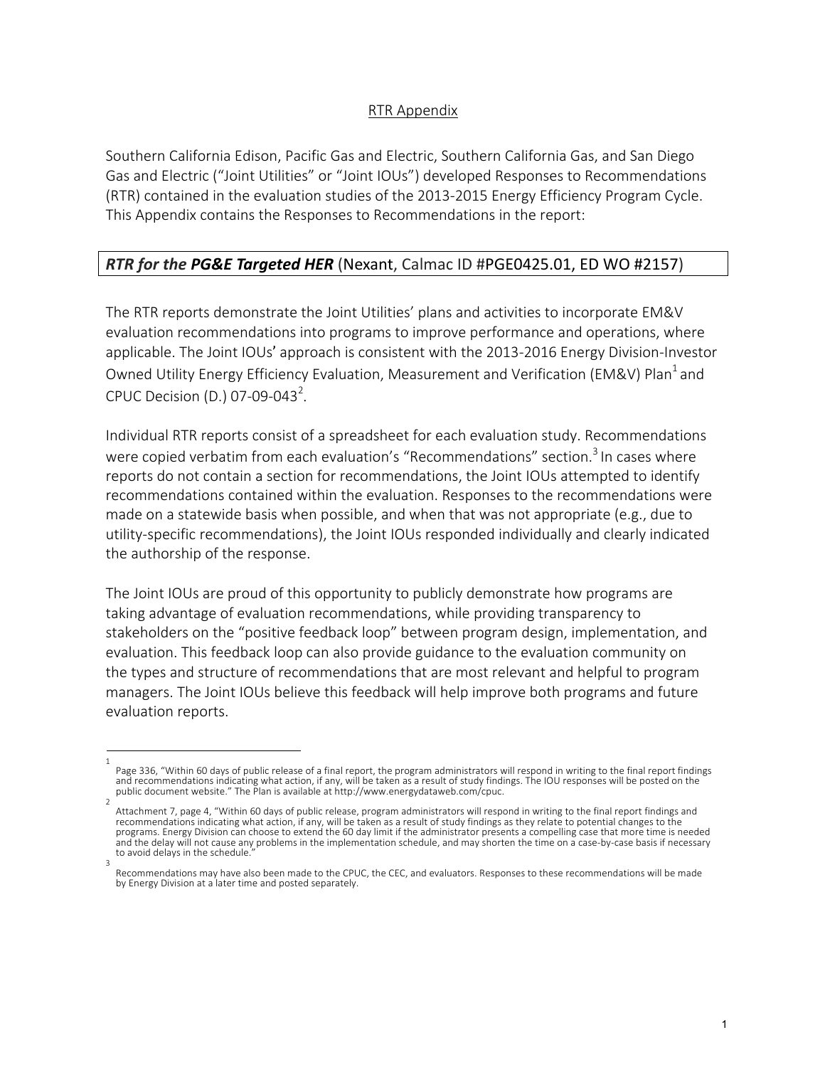## RTR Appendix

Southern California Edison, Pacific Gas and Electric, Southern California Gas, and San Diego Gas and Electric ("Joint Utilities" or "Joint IOUs") developed Responses to Recommendations (RTR) contained in the evaluation studies of the 2013-2015 Energy Efficiency Program Cycle. This Appendix contains the Responses to Recommendations in the report:

### ***RTR for the PG&E Targeted HER*** (Nexant, Calmac ID #PGE0425.01, ED WO #2157)

The RTR reports demonstrate the Joint Utilities' plans and activities to incorporate EM&V evaluation recommendations into programs to improve performance and operations, where applicable. The Joint IOUs' approach is consistent with the 2013-2016 Energy Division-Investor Owned Utility Energy Efficiency Evaluation, Measurement and Verification (EM&V) Plan[1] and CPUC Decision (D.) 07-09-043[2].

Individual RTR reports consist of a spreadsheet for each evaluation study. Recommendations were copied verbatim from each evaluation's "Recommendations" section.[3] In cases where reports do not contain a section for recommendations, the Joint IOUs attempted to identify recommendations contained within the evaluation. Responses to the recommendations were made on a statewide basis when possible, and when that was not appropriate (e.g., due to utility-specific recommendations), the Joint IOUs responded individually and clearly indicated the authorship of the response.

The Joint IOUs are proud of this opportunity to publicly demonstrate how programs are taking advantage of evaluation recommendations, while providing transparency to stakeholders on the "positive feedback loop" between program design, implementation, and evaluation. This feedback loop can also provide guidance to the evaluation community on the types and structure of recommendations that are most relevant and helpful to program managers. The Joint IOUs believe this feedback will help improve both programs and future evaluation reports.

---

[1] Page 336, "Within 60 days of public release of a final report, the program administrators will respond in writing to the final report findings and recommendations indicating what action, if any, will be taken as a result of study findings. The IOU responses will be posted on the public document website." The Plan is available at http://www.energydataweb.com/cpuc.

[2] Attachment 7, page 4, "Within 60 days of public release, program administrators will respond in writing to the final report findings and recommendations indicating what action, if any, will be taken as a result of study findings as they relate to potential changes to the programs. Energy Division can choose to extend the 60 day limit if the administrator presents a compelling case that more time is needed and the delay will not cause any problems in the implementation schedule, and may shorten the time on a case-by-case basis if necessary to avoid delays in the schedule."

[3] Recommendations may have also been made to the CPUC, the CEC, and evaluators. Responses to these recommendations will be made by Energy Division at a later time and posted separately.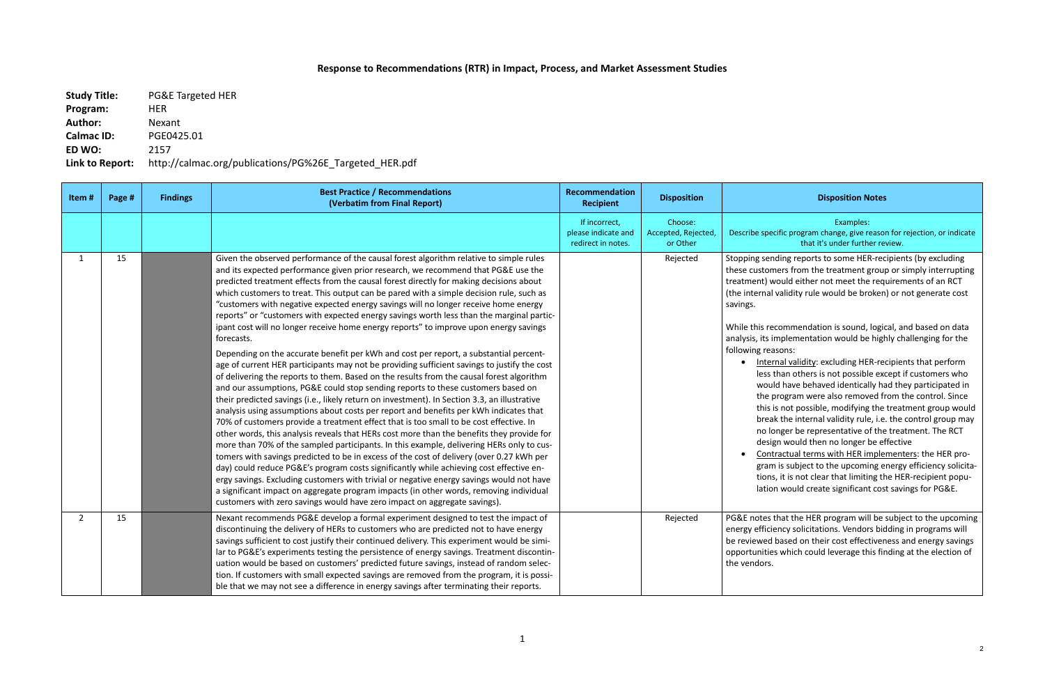# Response to Recommendations (RTR) in Impact, Process, and Market Assessment Studies

**Study Title:** PG&E Targeted HER
**Program:** HER
**Author:** Nexant
**Calmac ID:** PGE0425.01
**ED WO:** 2157
**Link to Report:** http://calmac.org/publications/PG%26E_Targeted_HER.pdf

| Item # | Page # | Findings | Best Practice / Recommendations (Verbatim from Final Report) | Recommendation Recipient | Disposition | Disposition Notes |
|---|---|---|---|---|---|---|
| | | | | If incorrect, please indicate and redirect in notes. | Choose: Accepted, Rejected, or Other | Examples: Describe specific program change, give reason for rejection, or indicate that it's under further review. |
| 1 | 15 | | Given the observed performance of the causal forest algorithm relative to simple rules and its expected performance given prior research, we recommend that PG&E use the predicted treatment effects from the causal forest directly for making decisions about which customers to treat. This output can be pared with a simple decision rule, such as "customers with negative expected energy savings will no longer receive home energy reports" or "customers with expected energy savings worth less than the marginal participant cost will no longer receive home energy reports" to improve upon energy savings forecasts.<br><br>Depending on the accurate benefit per kWh and cost per report, a substantial percentage of current HER participants may not be providing sufficient savings to justify the cost of delivering the reports to them. Based on the results from the causal forest algorithm and our assumptions, PG&E could stop sending reports to these customers based on their predicted savings (i.e., likely return on investment). In Section 3.3, an illustrative analysis using assumptions about costs per report and benefits per kWh indicates that 70% of customers provide a treatment effect that is too small to be cost effective. In other words, this analysis reveals that HERs cost more than the benefits they provide for more than 70% of the sampled participants. In this example, delivering HERs only to customers with savings predicted to be in excess of the cost of delivery (over 0.27 kWh per day) could reduce PG&E's program costs significantly while achieving cost effective energy savings. Excluding customers with trivial or negative energy savings would not have a significant impact on aggregate program impacts (in other words, removing individual customers with zero savings would have zero impact on aggregate savings). | | Rejected | Stopping sending reports to some HER-recipients (by excluding these customers from the treatment group or simply interrupting treatment) would either not meet the requirements of an RCT (the internal validity rule would be broken) or not generate cost savings.<br><br>While this recommendation is sound, logical, and based on data analysis, its implementation would be highly challenging for the following reasons:<br>• Internal validity: excluding HER-recipients that perform less than others is not possible except if customers who would have behaved identically had they participated in the program were also removed from the control. Since this is not possible, modifying the treatment group would break the internal validity rule, i.e. the control group may no longer be representative of the treatment. The RCT design would then no longer be effective<br>• Contractual terms with HER implementers: the HER program is subject to the upcoming energy efficiency solicitations, it is not clear that limiting the HER-recipient population would create significant cost savings for PG&E. |
| 2 | 15 | | Nexant recommends PG&E develop a formal experiment designed to test the impact of discontinuing the delivery of HERs to customers who are predicted not to have energy savings sufficient to cost justify their continued delivery. This experiment would be similar to PG&E's experiments testing the persistence of energy savings. Treatment discontinuation would be based on customers' predicted future savings, instead of random selection. If customers with small expected savings are removed from the program, it is possible that we may not see a difference in energy savings after terminating their reports. | | Rejected | PG&E notes that the HER program will be subject to the upcoming energy efficiency solicitations. Vendors bidding in programs will be reviewed based on their cost effectiveness and energy savings opportunities which could leverage this finding at the election of the vendors. |